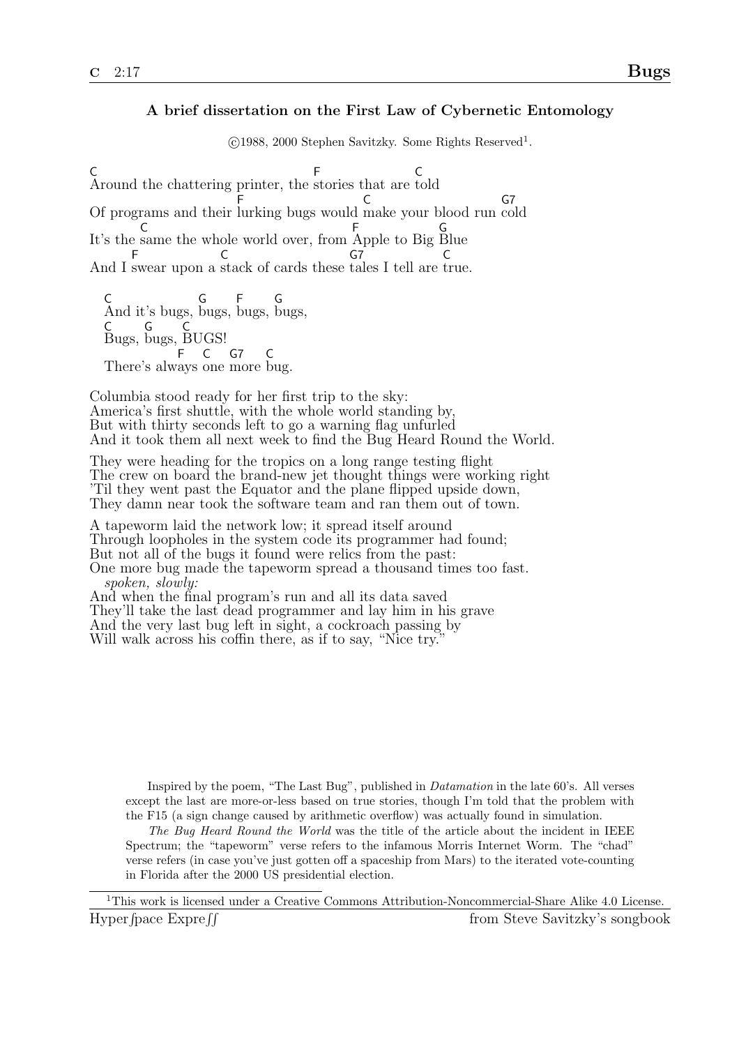# Bugs

C 2:17

### A brief dissertation on the First Law of Cybernetic Entomology

©1988, 2000 Stephen Savitzky. Some Rights Reserved[1].

```
C                                    F               C
Around the chattering printer, the stories that are told
                      F                    C                  G7
Of programs and their lurking bugs would make your blood run cold
       C                                F           G
It's the same the whole world over, from Apple to Big Blue
      F                C                   G7              C
And I swear upon a stack of cards these tales I tell are true.

   C              G       F       G
   And it's bugs, bugs, bugs, bugs,
   C       G      C
   Bugs, bugs, BUGS!
               F    C   G7    C
   There's always one more bug.
```

Columbia stood ready for her first trip to the sky:
America's first shuttle, with the whole world standing by,
But with thirty seconds left to go a warning flag unfurled
And it took them all next week to find the Bug Heard Round the World.

They were heading for the tropics on a long range testing flight
The crew on board the brand-new jet thought things were working right
'Til they went past the Equator and the plane flipped upside down,
They damn near took the software team and ran them out of town.

A tapeworm laid the network low; it spread itself around
Through loopholes in the system code its programmer had found;
But not all of the bugs it found were relics from the past:
One more bug made the tapeworm spread a thousand times too fast.

*spoken, slowly:*

And when the final program's run and all its data saved
They'll take the last dead programmer and lay him in his grave
And the very last bug left in sight, a cockroach passing by
Will walk across his coffin there, as if to say, "Nice try."

Inspired by the poem, "The Last Bug", published in *Datamation* in the late 60's. All verses except the last are more-or-less based on true stories, though I'm told that the problem with the F15 (a sign change caused by arithmetic overflow) was actually found in simulation.

*The Bug Heard Round the World* was the title of the article about the incident in IEEE Spectrum; the "tapeworm" verse refers to the infamous Morris Internet Worm. The "chad" verse refers (in case you've just gotten off a spaceship from Mars) to the iterated vote-counting in Florida after the 2000 US presidential election.

[1] This work is licensed under a Creative Commons Attribution-Noncommercial-Share Alike 4.0 License.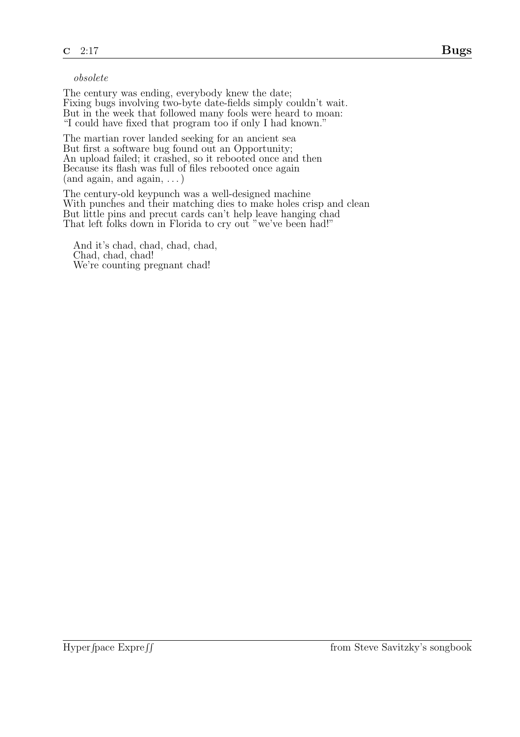*obsolete*

The century was ending, everybody knew the date;
Fixing bugs involving two-byte date-fields simply couldn't wait.
But in the week that followed many fools were heard to moan:
"I could have fixed that program too if only I had known."

The martian rover landed seeking for an ancient sea
But first a software bug found out an Opportunity;
An upload failed; it crashed, so it rebooted once and then
Because its flash was full of files rebooted once again
(and again, and again, ...)

The century-old keypunch was a well-designed machine
With punches and their matching dies to make holes crisp and clean
But little pins and precut cards can't help leave hanging chad
That left folks down in Florida to cry out "we've been had!"

And it's chad, chad, chad, chad,
Chad, chad, chad!
We're counting pregnant chad!